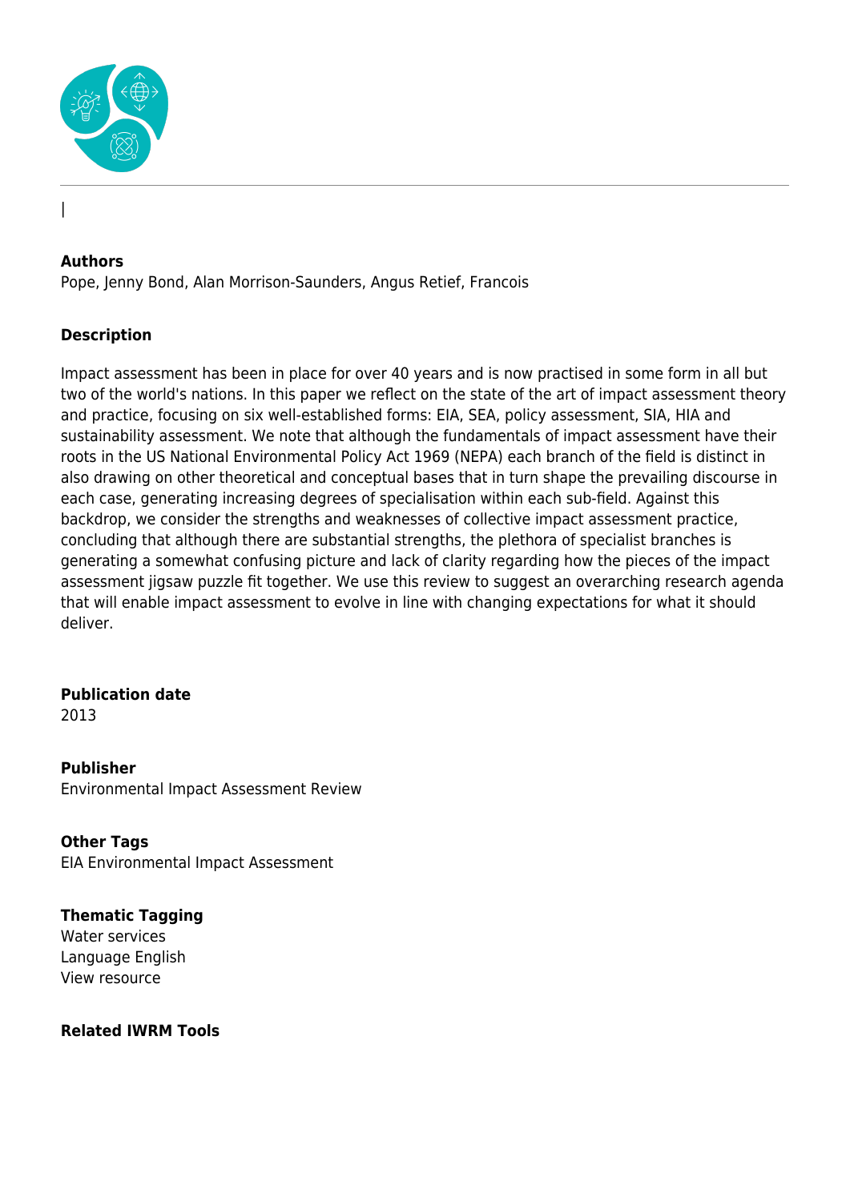|

**Authors**
Pope, Jenny Bond, Alan Morrison-Saunders, Angus Retief, Francois

**Description**

Impact assessment has been in place for over 40 years and is now practised in some form in all but two of the world's nations. In this paper we reflect on the state of the art of impact assessment theory and practice, focusing on six well-established forms: EIA, SEA, policy assessment, SIA, HIA and sustainability assessment. We note that although the fundamentals of impact assessment have their roots in the US National Environmental Policy Act 1969 (NEPA) each branch of the field is distinct in also drawing on other theoretical and conceptual bases that in turn shape the prevailing discourse in each case, generating increasing degrees of specialisation within each sub-field. Against this backdrop, we consider the strengths and weaknesses of collective impact assessment practice, concluding that although there are substantial strengths, the plethora of specialist branches is generating a somewhat confusing picture and lack of clarity regarding how the pieces of the impact assessment jigsaw puzzle fit together. We use this review to suggest an overarching research agenda that will enable impact assessment to evolve in line with changing expectations for what it should deliver.

**Publication date**
2013

**Publisher**
Environmental Impact Assessment Review

**Other Tags**
EIA Environmental Impact Assessment

**Thematic Tagging**
Water services
Language English
View resource

**Related IWRM Tools**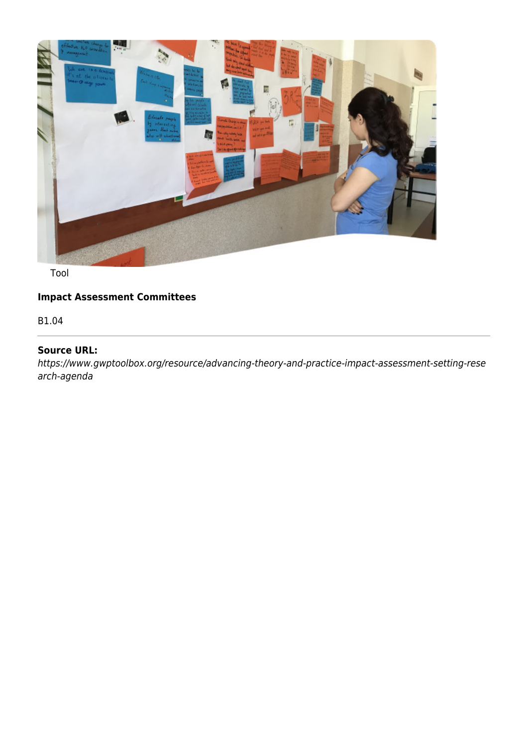Tool

**Impact Assessment Committees**

B1.04

---

**Source URL:**

*https://www.gwptoolbox.org/resource/advancing-theory-and-practice-impact-assessment-setting-research-agenda*